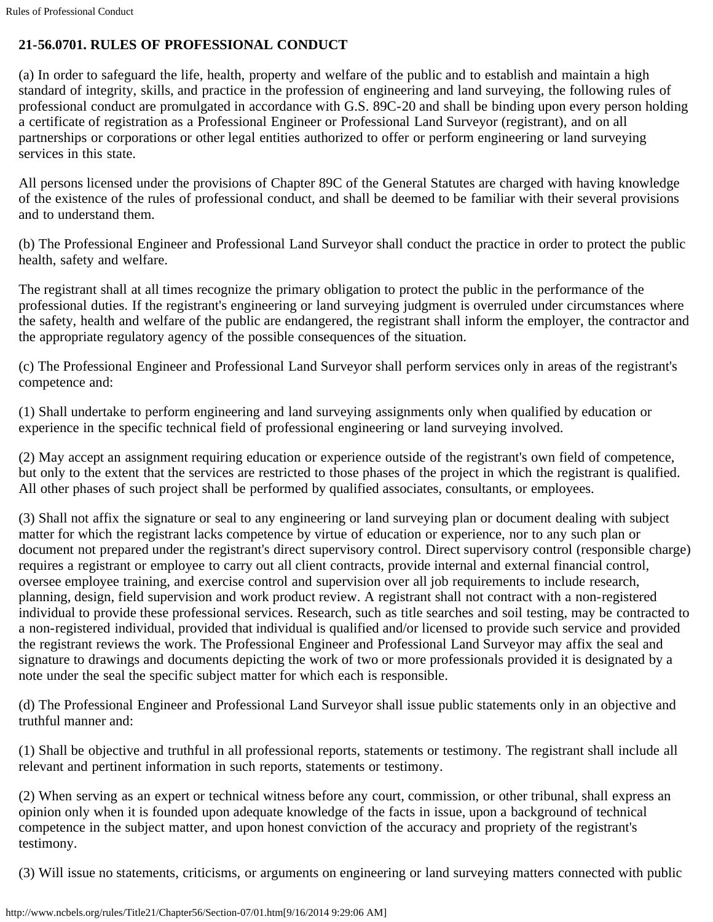## 21-56.0701. RULES OF PROFESSIONAL CONDUCT

(a) In order to safeguard the life, health, property and welfare of the public and to establish and maintain a high standard of integrity, skills, and practice in the profession of engineering and land surveying, the following rules of professional conduct are promulgated in accordance with G.S. 89C-20 and shall be binding upon every person holding a certificate of registration as a Professional Engineer or Professional Land Surveyor (registrant), and on all partnerships or corporations or other legal entities authorized to offer or perform engineering or land surveying services in this state.

All persons licensed under the provisions of Chapter 89C of the General Statutes are charged with having knowledge of the existence of the rules of professional conduct, and shall be deemed to be familiar with their several provisions and to understand them.

(b) The Professional Engineer and Professional Land Surveyor shall conduct the practice in order to protect the public health, safety and welfare.

The registrant shall at all times recognize the primary obligation to protect the public in the performance of the professional duties. If the registrant's engineering or land surveying judgment is overruled under circumstances where the safety, health and welfare of the public are endangered, the registrant shall inform the employer, the contractor and the appropriate regulatory agency of the possible consequences of the situation.

(c) The Professional Engineer and Professional Land Surveyor shall perform services only in areas of the registrant's competence and:

(1) Shall undertake to perform engineering and land surveying assignments only when qualified by education or experience in the specific technical field of professional engineering or land surveying involved.

(2) May accept an assignment requiring education or experience outside of the registrant's own field of competence, but only to the extent that the services are restricted to those phases of the project in which the registrant is qualified. All other phases of such project shall be performed by qualified associates, consultants, or employees.

(3) Shall not affix the signature or seal to any engineering or land surveying plan or document dealing with subject matter for which the registrant lacks competence by virtue of education or experience, nor to any such plan or document not prepared under the registrant's direct supervisory control. Direct supervisory control (responsible charge) requires a registrant or employee to carry out all client contracts, provide internal and external financial control, oversee employee training, and exercise control and supervision over all job requirements to include research, planning, design, field supervision and work product review. A registrant shall not contract with a non-registered individual to provide these professional services. Research, such as title searches and soil testing, may be contracted to a non-registered individual, provided that individual is qualified and/or licensed to provide such service and provided the registrant reviews the work. The Professional Engineer and Professional Land Surveyor may affix the seal and signature to drawings and documents depicting the work of two or more professionals provided it is designated by a note under the seal the specific subject matter for which each is responsible.

(d) The Professional Engineer and Professional Land Surveyor shall issue public statements only in an objective and truthful manner and:

(1) Shall be objective and truthful in all professional reports, statements or testimony. The registrant shall include all relevant and pertinent information in such reports, statements or testimony.

(2) When serving as an expert or technical witness before any court, commission, or other tribunal, shall express an opinion only when it is founded upon adequate knowledge of the facts in issue, upon a background of technical competence in the subject matter, and upon honest conviction of the accuracy and propriety of the registrant's testimony.

(3) Will issue no statements, criticisms, or arguments on engineering or land surveying matters connected with public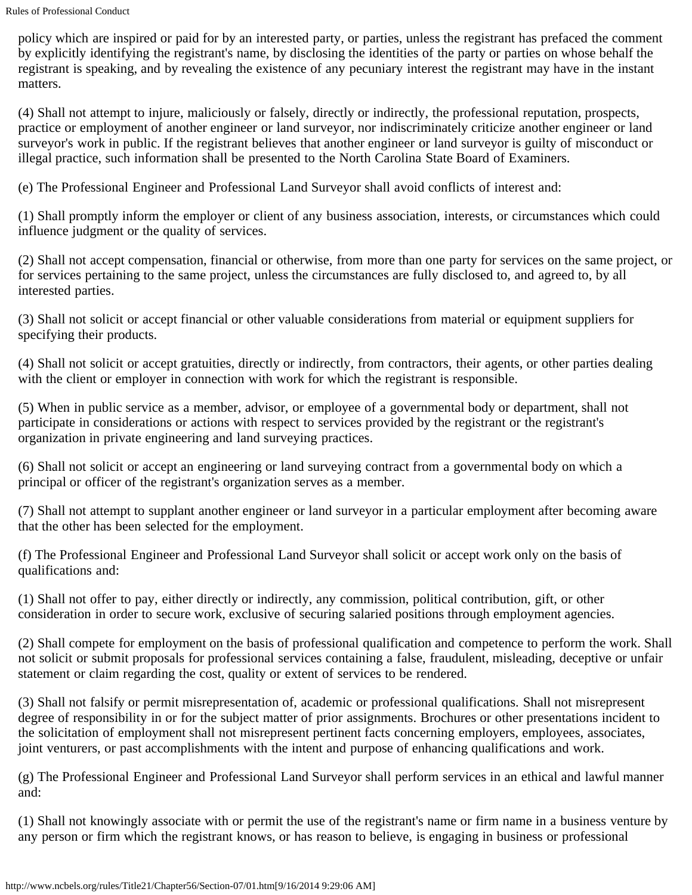policy which are inspired or paid for by an interested party, or parties, unless the registrant has prefaced the comment by explicitly identifying the registrant's name, by disclosing the identities of the party or parties on whose behalf the registrant is speaking, and by revealing the existence of any pecuniary interest the registrant may have in the instant matters.

(4) Shall not attempt to injure, maliciously or falsely, directly or indirectly, the professional reputation, prospects, practice or employment of another engineer or land surveyor, nor indiscriminately criticize another engineer or land surveyor's work in public. If the registrant believes that another engineer or land surveyor is guilty of misconduct or illegal practice, such information shall be presented to the North Carolina State Board of Examiners.

(e) The Professional Engineer and Professional Land Surveyor shall avoid conflicts of interest and:

(1) Shall promptly inform the employer or client of any business association, interests, or circumstances which could influence judgment or the quality of services.

(2) Shall not accept compensation, financial or otherwise, from more than one party for services on the same project, or for services pertaining to the same project, unless the circumstances are fully disclosed to, and agreed to, by all interested parties.

(3) Shall not solicit or accept financial or other valuable considerations from material or equipment suppliers for specifying their products.

(4) Shall not solicit or accept gratuities, directly or indirectly, from contractors, their agents, or other parties dealing with the client or employer in connection with work for which the registrant is responsible.

(5) When in public service as a member, advisor, or employee of a governmental body or department, shall not participate in considerations or actions with respect to services provided by the registrant or the registrant's organization in private engineering and land surveying practices.

(6) Shall not solicit or accept an engineering or land surveying contract from a governmental body on which a principal or officer of the registrant's organization serves as a member.

(7) Shall not attempt to supplant another engineer or land surveyor in a particular employment after becoming aware that the other has been selected for the employment.

(f) The Professional Engineer and Professional Land Surveyor shall solicit or accept work only on the basis of qualifications and:

(1) Shall not offer to pay, either directly or indirectly, any commission, political contribution, gift, or other consideration in order to secure work, exclusive of securing salaried positions through employment agencies.

(2) Shall compete for employment on the basis of professional qualification and competence to perform the work. Shall not solicit or submit proposals for professional services containing a false, fraudulent, misleading, deceptive or unfair statement or claim regarding the cost, quality or extent of services to be rendered.

(3) Shall not falsify or permit misrepresentation of, academic or professional qualifications. Shall not misrepresent degree of responsibility in or for the subject matter of prior assignments. Brochures or other presentations incident to the solicitation of employment shall not misrepresent pertinent facts concerning employers, employees, associates, joint venturers, or past accomplishments with the intent and purpose of enhancing qualifications and work.

(g) The Professional Engineer and Professional Land Surveyor shall perform services in an ethical and lawful manner and:

(1) Shall not knowingly associate with or permit the use of the registrant's name or firm name in a business venture by any person or firm which the registrant knows, or has reason to believe, is engaging in business or professional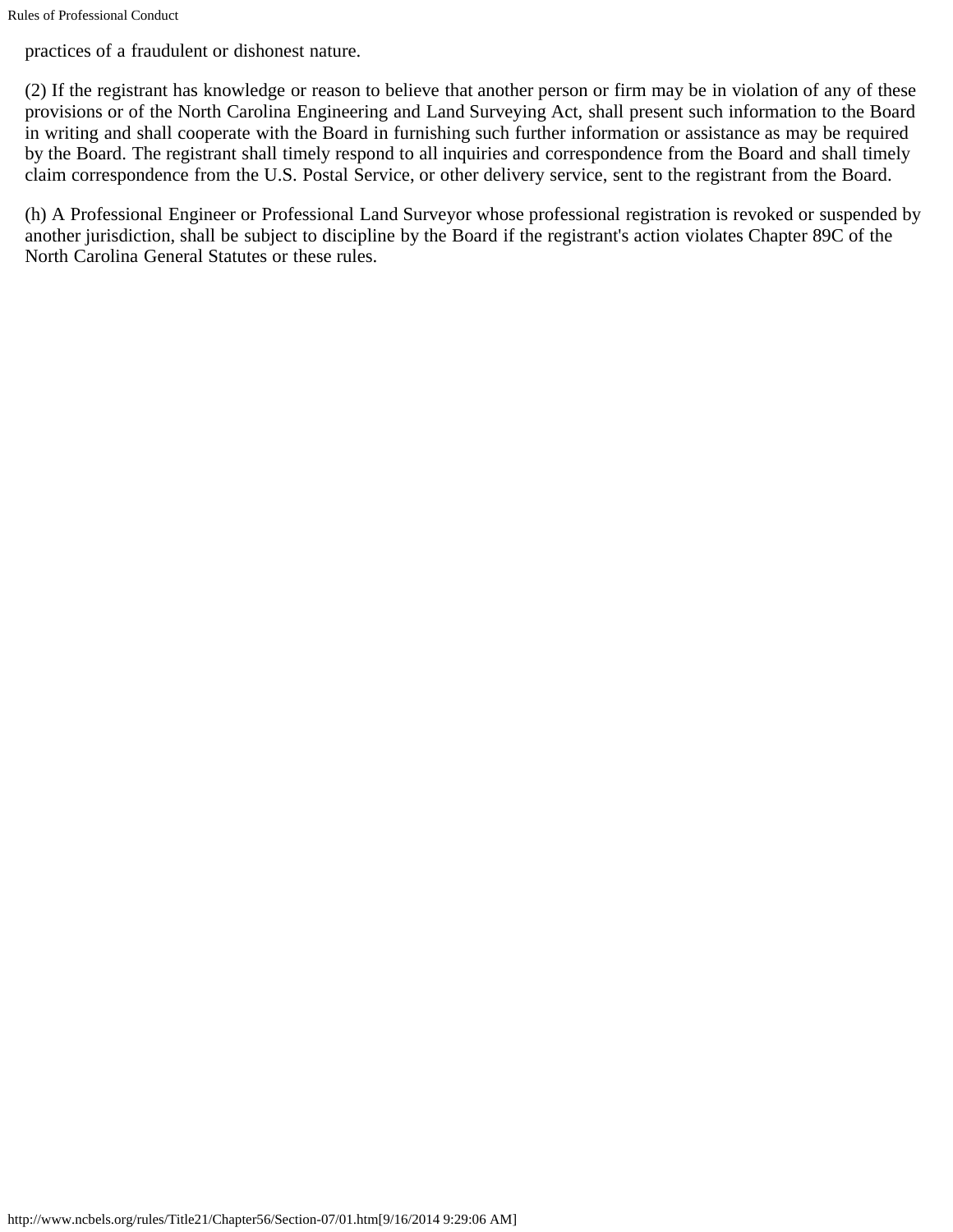practices of a fraudulent or dishonest nature.

(2) If the registrant has knowledge or reason to believe that another person or firm may be in violation of any of these provisions or of the North Carolina Engineering and Land Surveying Act, shall present such information to the Board in writing and shall cooperate with the Board in furnishing such further information or assistance as may be required by the Board. The registrant shall timely respond to all inquiries and correspondence from the Board and shall timely claim correspondence from the U.S. Postal Service, or other delivery service, sent to the registrant from the Board.

(h) A Professional Engineer or Professional Land Surveyor whose professional registration is revoked or suspended by another jurisdiction, shall be subject to discipline by the Board if the registrant's action violates Chapter 89C of the North Carolina General Statutes or these rules.